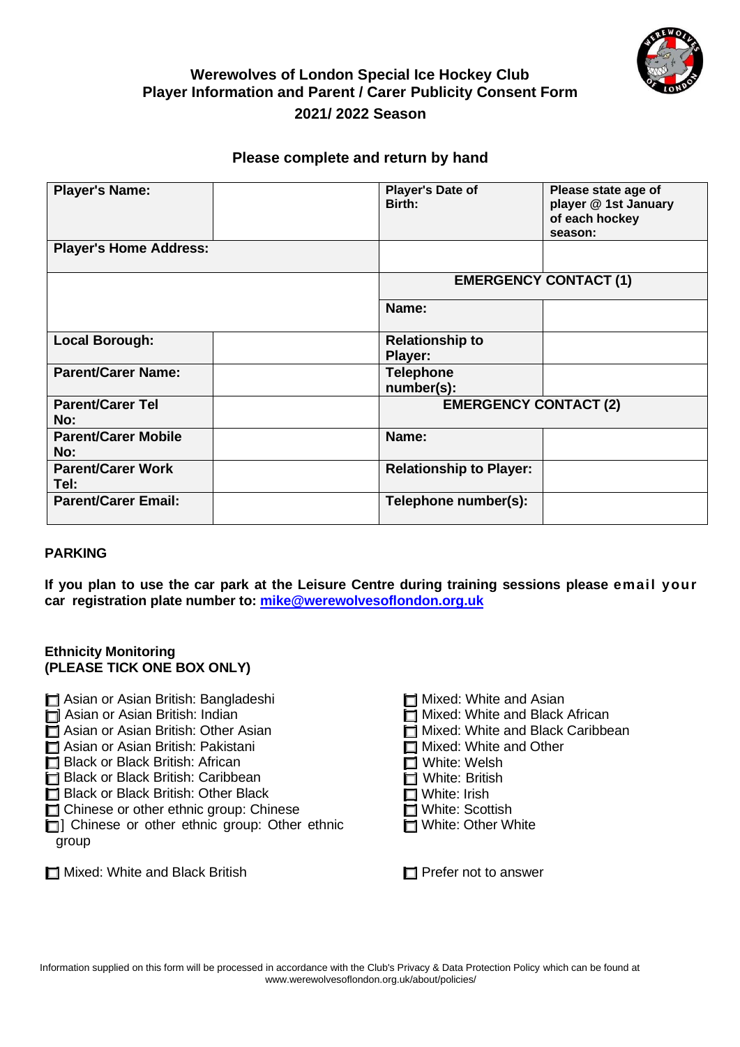# Werewolves of London Special Ice Hockey Club
## Player Information and Parent / Carer Publicity Consent Form
## 2021/ 2022 Season

### Please complete and return by hand

| | | | |
|---|---|---|---|
| **Player's Name:** | | **Player's Date of Birth:** | **Please state age of player @ 1st January of each hockey season:** |
| **Player's Home Address:** | | | |
| | | **EMERGENCY CONTACT (1)** | |
| | | **Name:** | |
| **Local Borough:** | | **Relationship to Player:** | |
| **Parent/Carer Name:** | | **Telephone number(s):** | |
| **Parent/Carer Tel No:** | | **EMERGENCY CONTACT (2)** | |
| **Parent/Carer Mobile No:** | | **Name:** | |
| **Parent/Carer Work Tel:** | | **Relationship to Player:** | |
| **Parent/Carer Email:** | | **Telephone number(s):** | |

**PARKING**

**If you plan to use the car park at the Leisure Centre during training sessions please email your car registration plate number to: [mike@werewolvesoflondon.org.uk](mailto:mike@werewolvesoflondon.org.uk)**

**Ethnicity Monitoring**
**(PLEASE TICK ONE BOX ONLY)**

- ☐ Asian or Asian British: Bangladeshi
- ☐ Asian or Asian British: Indian
- ☐ Asian or Asian British: Other Asian
- ☐ Asian or Asian British: Pakistani
- ☐ Black or Black British: African
- ☐ Black or Black British: Caribbean
- ☐ Black or Black British: Other Black
- ☐ Chinese or other ethnic group: Chinese
- ☐] Chinese or other ethnic group: Other ethnic group
- ☐ Mixed: White and Black British
- ☐ Mixed: White and Asian
- ☐ Mixed: White and Black African
- ☐ Mixed: White and Black Caribbean
- ☐ Mixed: White and Other
- ☐ White: Welsh
- ☐ White: British
- ☐ White: Irish
- ☐ White: Scottish
- ☐ White: Other White
- ☐ Prefer not to answer

Information supplied on this form will be processed in accordance with the Club's Privacy & Data Protection Policy which can be found at www.werewolvesoflondon.org.uk/about/policies/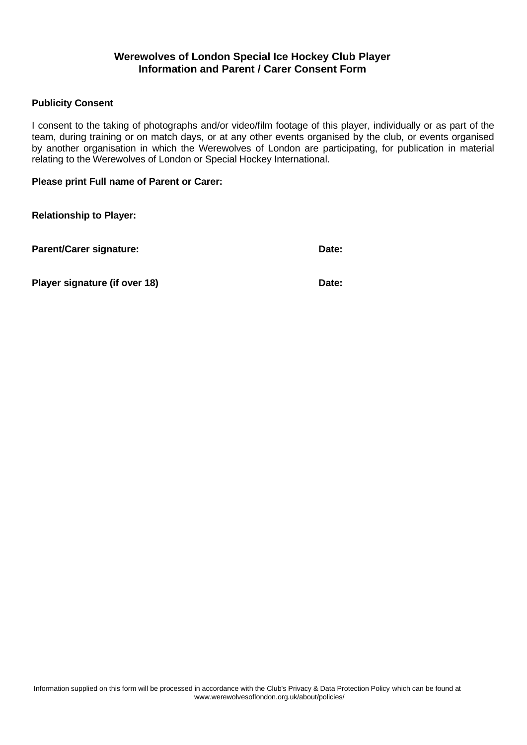# Werewolves of London Special Ice Hockey Club Player Information and Parent / Carer Consent Form

**Publicity Consent**

I consent to the taking of photographs and/or video/film footage of this player, individually or as part of the team, during training or on match days, or at any other events organised by the club, or events organised by another organisation in which the Werewolves of London are participating, for publication in material relating to the Werewolves of London or Special Hockey International.

**Please print Full name of Parent or Carer:**

**Relationship to Player:**

**Parent/Carer signature:** **Date:**

**Player signature (if over 18)** **Date:**

Information supplied on this form will be processed in accordance with the Club's Privacy & Data Protection Policy which can be found at www.werewolvesoflondon.org.uk/about/policies/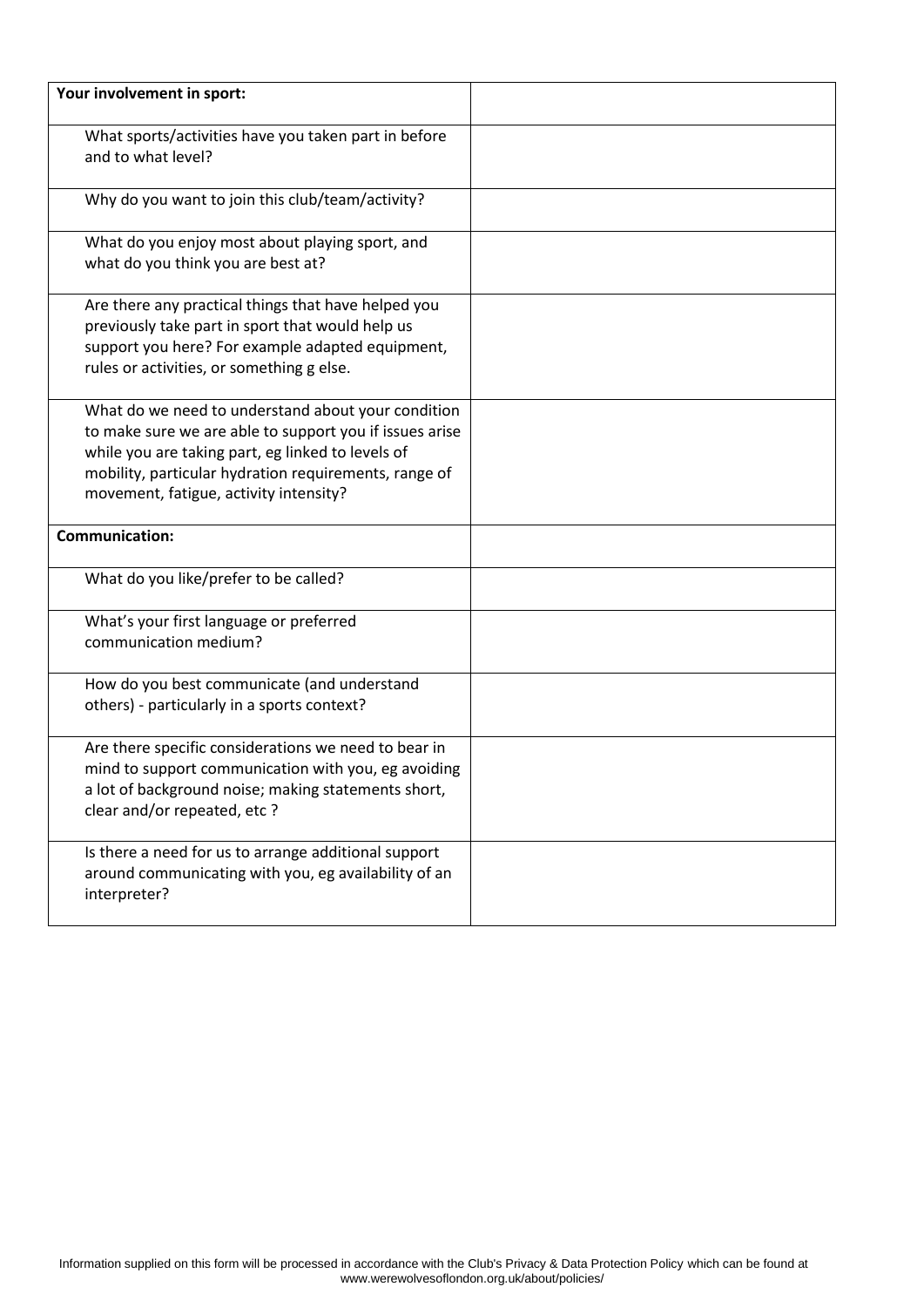| | |
|---|---|
| **Your involvement in sport:** | |
| What sports/activities have you taken part in before and to what level? | |
| Why do you want to join this club/team/activity? | |
| What do you enjoy most about playing sport, and what do you think you are best at? | |
| Are there any practical things that have helped you previously take part in sport that would help us support you here? For example adapted equipment, rules or activities, or something g else. | |
| What do we need to understand about your condition to make sure we are able to support you if issues arise while you are taking part, eg linked to levels of mobility, particular hydration requirements, range of movement, fatigue, activity intensity? | |
| **Communication:** | |
| What do you like/prefer to be called? | |
| What's your first language or preferred communication medium? | |
| How do you best communicate (and understand others) - particularly in a sports context? | |
| Are there specific considerations we need to bear in mind to support communication with you, eg avoiding a lot of background noise; making statements short, clear and/or repeated, etc ? | |
| Is there a need for us to arrange additional support around communicating with you, eg availability of an interpreter? | |

Information supplied on this form will be processed in accordance with the Club's Privacy & Data Protection Policy which can be found at www.werewolvesoflondon.org.uk/about/policies/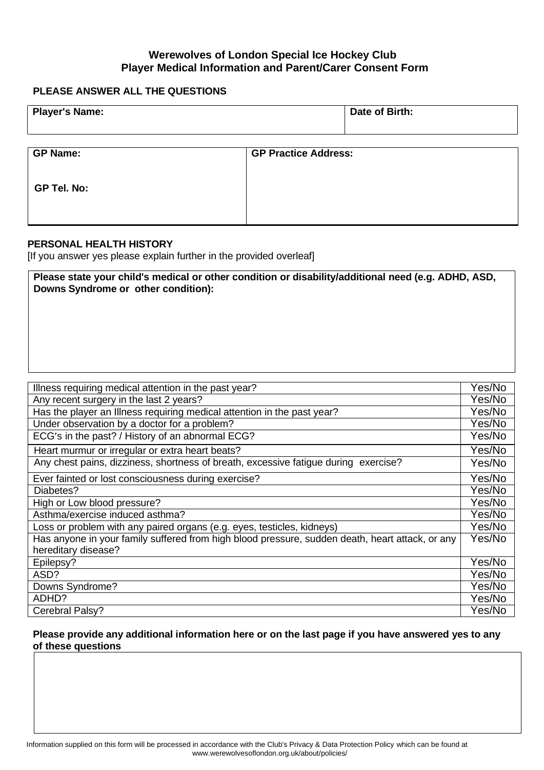## Werewolves of London Special Ice Hockey Club
## Player Medical Information and Parent/Carer Consent Form

**PLEASE ANSWER ALL THE QUESTIONS**

| **Player's Name:** | **Date of Birth:** |
|---|---|

| **GP Name:**<br><br>**GP Tel. No:** | **GP Practice Address:** |
|---|---|

**PERSONAL HEALTH HISTORY**

[If you answer yes please explain further in the provided overleaf]

| **Please state your child's medical or other condition or disability/additional need (e.g. ADHD, ASD, Downs Syndrome or other condition):** |
|---|

| | |
|---|---|
| Illness requiring medical attention in the past year? | Yes/No |
| Any recent surgery in the last 2 years? | Yes/No |
| Has the player an Illness requiring medical attention in the past year? | Yes/No |
| Under observation by a doctor for a problem? | Yes/No |
| ECG's in the past? / History of an abnormal ECG? | Yes/No |
| Heart murmur or irregular or extra heart beats? | Yes/No |
| Any chest pains, dizziness, shortness of breath, excessive fatigue during exercise? | Yes/No |
| Ever fainted or lost consciousness during exercise? | Yes/No |
| Diabetes? | Yes/No |
| High or Low blood pressure? | Yes/No |
| Asthma/exercise induced asthma? | Yes/No |
| Loss or problem with any paired organs (e.g. eyes, testicles, kidneys) | Yes/No |
| Has anyone in your family suffered from high blood pressure, sudden death, heart attack, or any hereditary disease? | Yes/No |
| Epilepsy? | Yes/No |
| ASD? | Yes/No |
| Downs Syndrome? | Yes/No |
| ADHD? | Yes/No |
| Cerebral Palsy? | Yes/No |

**Please provide any additional information here or on the last page if you have answered yes to any of these questions**

Information supplied on this form will be processed in accordance with the Club's Privacy & Data Protection Policy which can be found at www.werewolvesoflondon.org.uk/about/policies/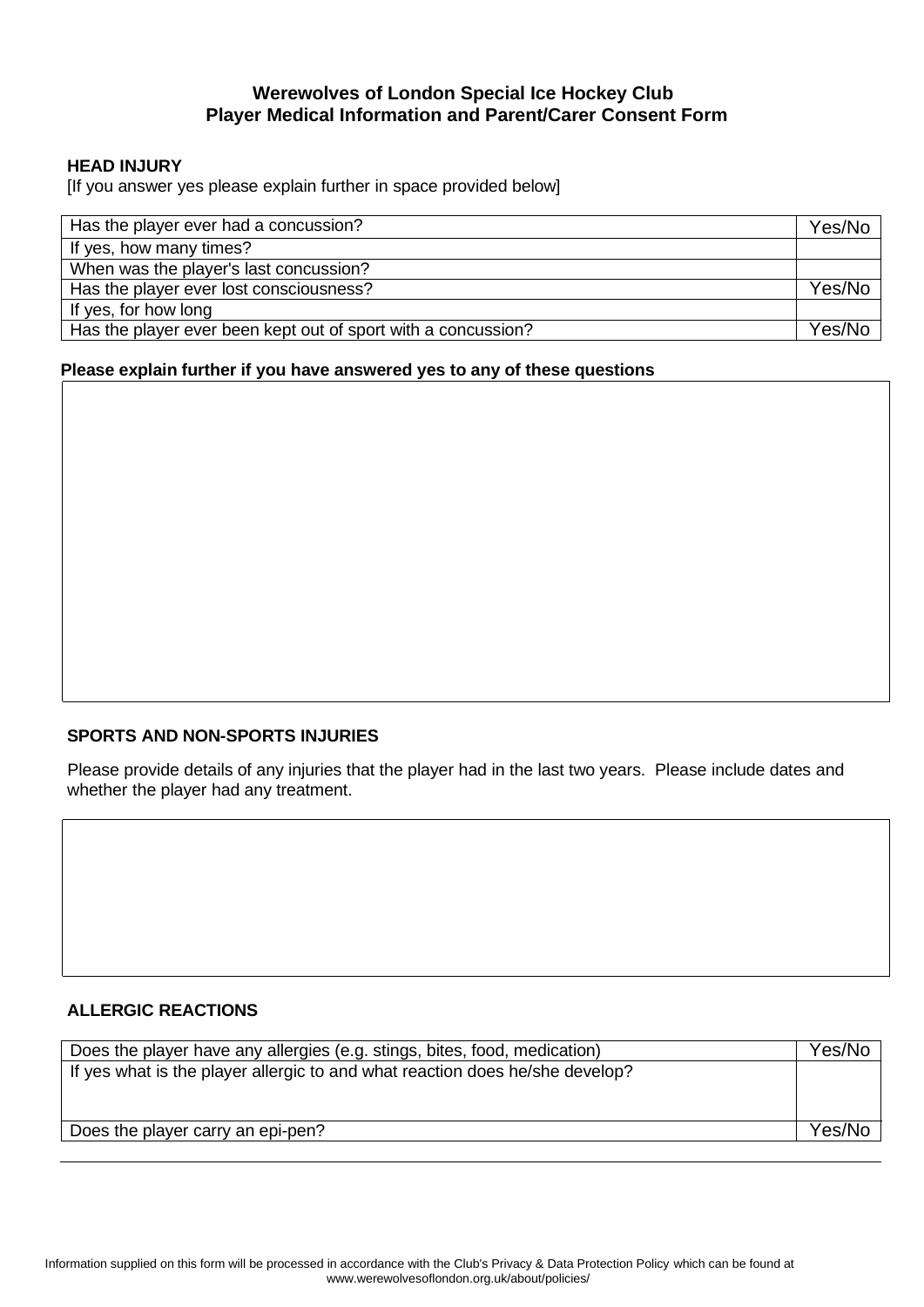**Werewolves of London Special Ice Hockey Club**
**Player Medical Information and Parent/Carer Consent Form**

**HEAD INJURY**

[If you answer yes please explain further in space provided below]

| | |
|---|---|
| Has the player ever had a concussion? | Yes/No |
| If yes, how many times? | |
| When was the player's last concussion? | |
| Has the player ever lost consciousness? | Yes/No |
| If yes, for how long | |
| Has the player ever been kept out of sport with a concussion? | Yes/No |

**Please explain further if you have answered yes to any of these questions**

**SPORTS AND NON-SPORTS INJURIES**

Please provide details of any injuries that the player had in the last two years. Please include dates and whether the player had any treatment.

**ALLERGIC REACTIONS**

| | |
|---|---|
| Does the player have any allergies (e.g. stings, bites, food, medication) | Yes/No |
| If yes what is the player allergic to and what reaction does he/she develop? | |
| Does the player carry an epi-pen? | Yes/No |

Information supplied on this form will be processed in accordance with the Club's Privacy & Data Protection Policy which can be found at www.werewolvesoflondon.org.uk/about/policies/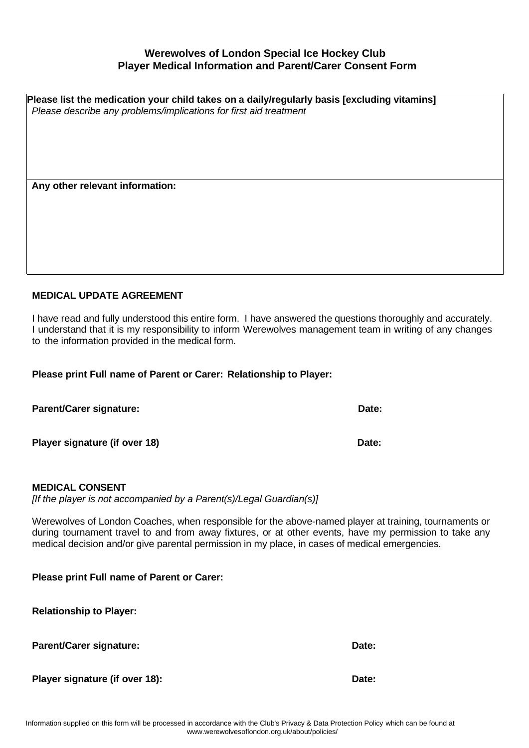**Werewolves of London Special Ice Hockey Club**
**Player Medical Information and Parent/Carer Consent Form**

| **Please list the medication your child takes on a daily/regularly basis [excluding vitamins]** *Please describe any problems/implications for first aid treatment* |
|---|
| **Any other relevant information:** |

**MEDICAL UPDATE AGREEMENT**

I have read and fully understood this entire form. I have answered the questions thoroughly and accurately. I understand that it is my responsibility to inform Werewolves management team in writing of any changes to the information provided in the medical form.

**Please print Full name of Parent or Carer: Relationship to Player:**

**Parent/Carer signature:** **Date:**

**Player signature (if over 18)** **Date:**

**MEDICAL CONSENT**
*[If the player is not accompanied by a Parent(s)/Legal Guardian(s)]*

Werewolves of London Coaches, when responsible for the above-named player at training, tournaments or during tournament travel to and from away fixtures, or at other events, have my permission to take any medical decision and/or give parental permission in my place, in cases of medical emergencies.

**Please print Full name of Parent or Carer:**

**Relationship to Player:**

**Parent/Carer signature:** **Date:**

**Player signature (if over 18):** **Date:**

Information supplied on this form will be processed in accordance with the Club's Privacy & Data Protection Policy which can be found at www.werewolvesoflondon.org.uk/about/policies/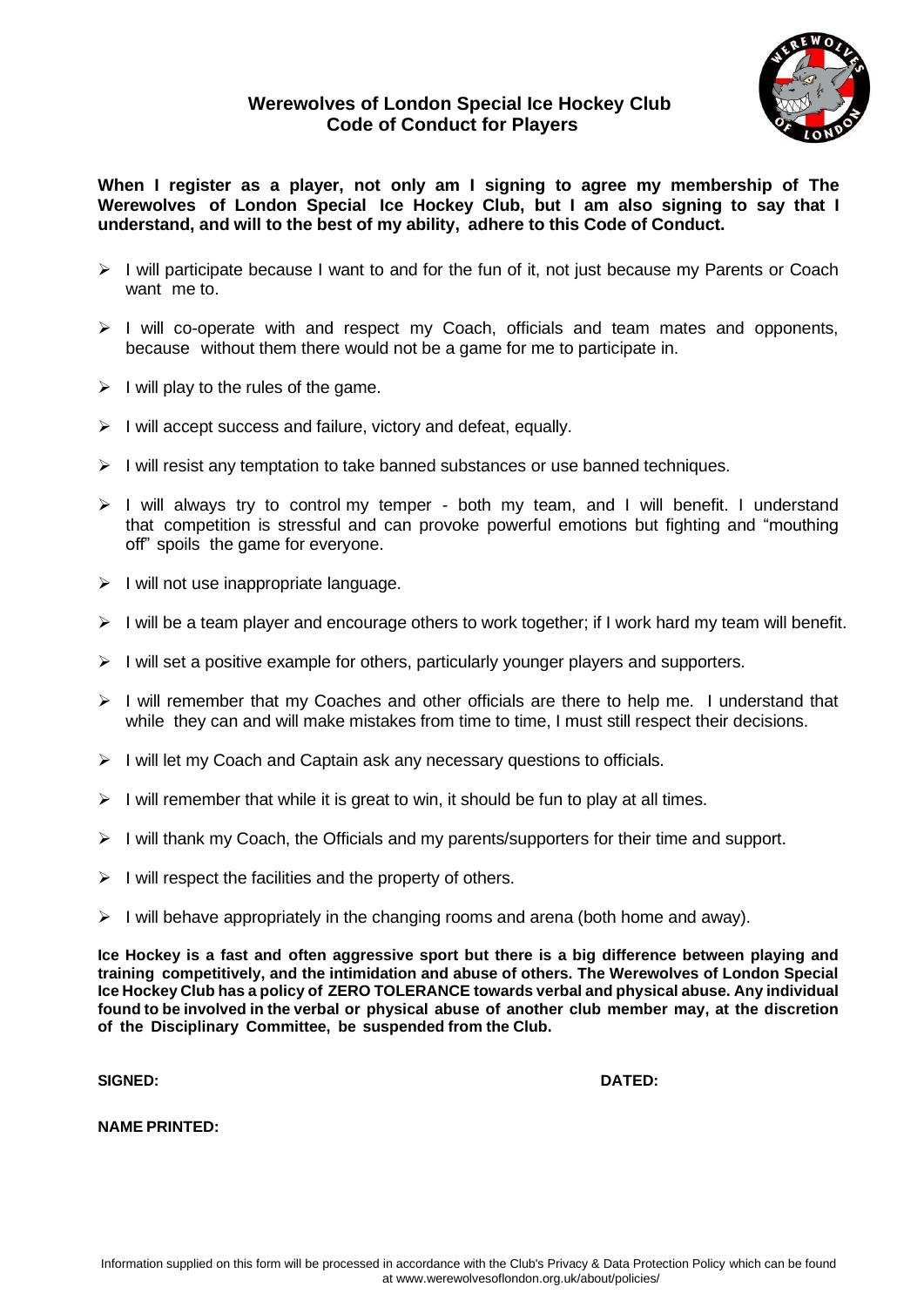## Werewolves of London Special Ice Hockey Club
## Code of Conduct for Players

**When I register as a player, not only am I signing to agree my membership of The Werewolves of London Special Ice Hockey Club, but I am also signing to say that I understand, and will to the best of my ability, adhere to this Code of Conduct.**

- I will participate because I want to and for the fun of it, not just because my Parents or Coach want me to.
- I will co-operate with and respect my Coach, officials and team mates and opponents, because without them there would not be a game for me to participate in.
- I will play to the rules of the game.
- I will accept success and failure, victory and defeat, equally.
- I will resist any temptation to take banned substances or use banned techniques.
- I will always try to control my temper - both my team, and I will benefit. I understand that competition is stressful and can provoke powerful emotions but fighting and "mouthing off" spoils the game for everyone.
- I will not use inappropriate language.
- I will be a team player and encourage others to work together; if I work hard my team will benefit.
- I will set a positive example for others, particularly younger players and supporters.
- I will remember that my Coaches and other officials are there to help me. I understand that while they can and will make mistakes from time to time, I must still respect their decisions.
- I will let my Coach and Captain ask any necessary questions to officials.
- I will remember that while it is great to win, it should be fun to play at all times.
- I will thank my Coach, the Officials and my parents/supporters for their time and support.
- I will respect the facilities and the property of others.
- I will behave appropriately in the changing rooms and arena (both home and away).

**Ice Hockey is a fast and often aggressive sport but there is a big difference between playing and training competitively, and the intimidation and abuse of others. The Werewolves of London Special Ice Hockey Club has a policy of ZERO TOLERANCE towards verbal and physical abuse. Any individual found to be involved in the verbal or physical abuse of another club member may, at the discretion of the Disciplinary Committee, be suspended from the Club.**

**SIGNED:** **DATED:**

**NAME PRINTED:**

Information supplied on this form will be processed in accordance with the Club's Privacy & Data Protection Policy which can be found at www.werewolvesoflondon.org.uk/about/policies/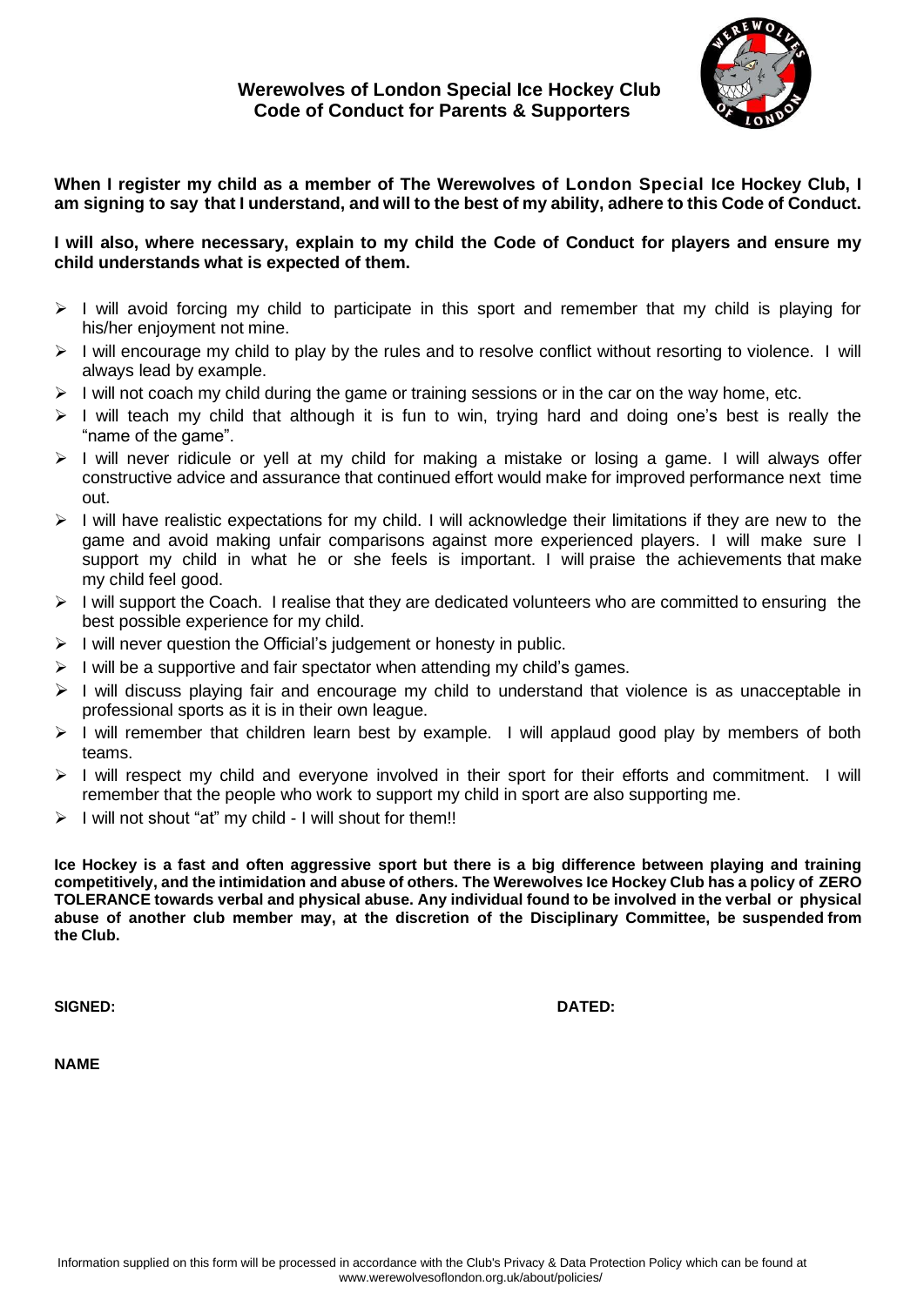# Werewolves of London Special Ice Hockey Club
## Code of Conduct for Parents & Supporters

**When I register my child as a member of The Werewolves of London Special Ice Hockey Club, I am signing to say that I understand, and will to the best of my ability, adhere to this Code of Conduct.**

**I will also, where necessary, explain to my child the Code of Conduct for players and ensure my child understands what is expected of them.**

- I will avoid forcing my child to participate in this sport and remember that my child is playing for his/her enjoyment not mine.
- I will encourage my child to play by the rules and to resolve conflict without resorting to violence. I will always lead by example.
- I will not coach my child during the game or training sessions or in the car on the way home, etc.
- I will teach my child that although it is fun to win, trying hard and doing one's best is really the "name of the game".
- I will never ridicule or yell at my child for making a mistake or losing a game. I will always offer constructive advice and assurance that continued effort would make for improved performance next time out.
- I will have realistic expectations for my child. I will acknowledge their limitations if they are new to the game and avoid making unfair comparisons against more experienced players. I will make sure I support my child in what he or she feels is important. I will praise the achievements that make my child feel good.
- I will support the Coach. I realise that they are dedicated volunteers who are committed to ensuring the best possible experience for my child.
- I will never question the Official's judgement or honesty in public.
- I will be a supportive and fair spectator when attending my child's games.
- I will discuss playing fair and encourage my child to understand that violence is as unacceptable in professional sports as it is in their own league.
- I will remember that children learn best by example. I will applaud good play by members of both teams.
- I will respect my child and everyone involved in their sport for their efforts and commitment. I will remember that the people who work to support my child in sport are also supporting me.
- I will not shout "at" my child - I will shout for them!!

**Ice Hockey is a fast and often aggressive sport but there is a big difference between playing and training competitively, and the intimidation and abuse of others. The Werewolves Ice Hockey Club has a policy of ZERO TOLERANCE towards verbal and physical abuse. Any individual found to be involved in the verbal or physical abuse of another club member may, at the discretion of the Disciplinary Committee, be suspended from the Club.**

**SIGNED:** **DATED:**

**NAME**

Information supplied on this form will be processed in accordance with the Club's Privacy & Data Protection Policy which can be found at www.werewolvesoflondon.org.uk/about/policies/